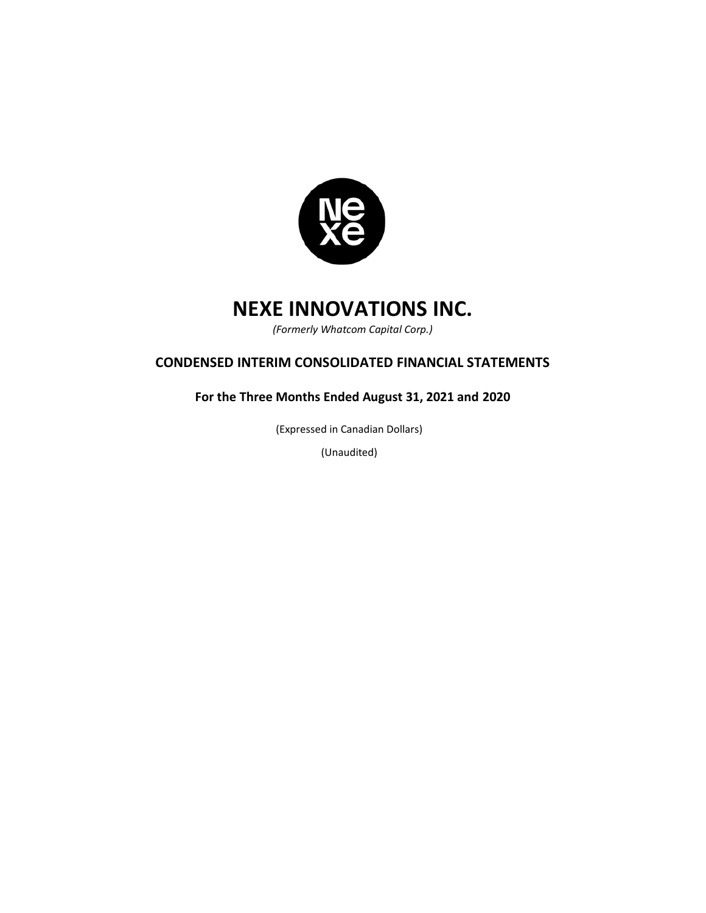# NEXE INNOVATIONS INC.

*(Formerly Whatcom Capital Corp.)*

## CONDENSED INTERIM CONSOLIDATED FINANCIAL STATEMENTS

### For the Three Months Ended August 31, 2021 and 2020

(Expressed in Canadian Dollars)

(Unaudited)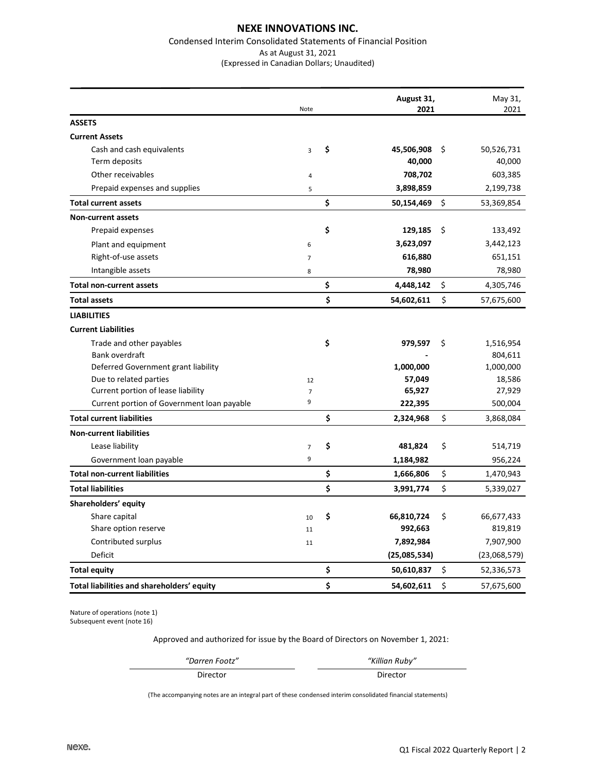# NEXE INNOVATIONS INC.

Condensed Interim Consolidated Statements of Financial Position
As at August 31, 2021
(Expressed in Canadian Dollars; Unaudited)

| | Note | August 31, 2021 | May 31, 2021 |
|---|---|---|---|
| **ASSETS** | | | |
| **Current Assets** | | | |
| Cash and cash equivalents | 3 | $ **45,506,908** | $ 50,526,731 |
| Term deposits | | **40,000** | 40,000 |
| Other receivables | 4 | **708,702** | 603,385 |
| Prepaid expenses and supplies | 5 | **3,898,859** | 2,199,738 |
| **Total current assets** | | $ **50,154,469** | $ 53,369,854 |
| **Non-current assets** | | | |
| Prepaid expenses | | $ **129,185** | $ 133,492 |
| Plant and equipment | 6 | **3,623,097** | 3,442,123 |
| Right-of-use assets | 7 | **616,880** | 651,151 |
| Intangible assets | 8 | **78,980** | 78,980 |
| **Total non-current assets** | | $ **4,448,142** | $ 4,305,746 |
| **Total assets** | | $ **54,602,611** | $ 57,675,600 |
| **LIABILITIES** | | | |
| **Current Liabilities** | | | |
| Trade and other payables | | $ **979,597** | $ 1,516,954 |
| Bank overdraft | | **-** | 804,611 |
| Deferred Government grant liability | | **1,000,000** | 1,000,000 |
| Due to related parties | 12 | **57,049** | 18,586 |
| Current portion of lease liability | 7 | **65,927** | 27,929 |
| Current portion of Government loan payable | 9 | **222,395** | 500,004 |
| **Total current liabilities** | | $ **2,324,968** | $ 3,868,084 |
| **Non-current liabilities** | | | |
| Lease liability | 7 | $ **481,824** | $ 514,719 |
| Government loan payable | 9 | **1,184,982** | 956,224 |
| **Total non-current liabilities** | | $ **1,666,806** | $ 1,470,943 |
| **Total liabilities** | | $ **3,991,774** | $ 5,339,027 |
| **Shareholders' equity** | | | |
| Share capital | 10 | $ **66,810,724** | $ 66,677,433 |
| Share option reserve | 11 | **992,663** | 819,819 |
| Contributed surplus | 11 | **7,892,984** | 7,907,900 |
| Deficit | | **(25,085,534)** | (23,068,579) |
| **Total equity** | | $ **50,610,837** | $ 52,336,573 |
| **Total liabilities and shareholders' equity** | | $ **54,602,611** | $ 57,675,600 |

Nature of operations (note 1)
Subsequent event (note 16)

Approved and authorized for issue by the Board of Directors on November 1, 2021:

| *"Darren Footz"* | *"Killian Ruby"* |
|---|---|
| Director | Director |

(The accompanying notes are an integral part of these condensed interim consolidated financial statements)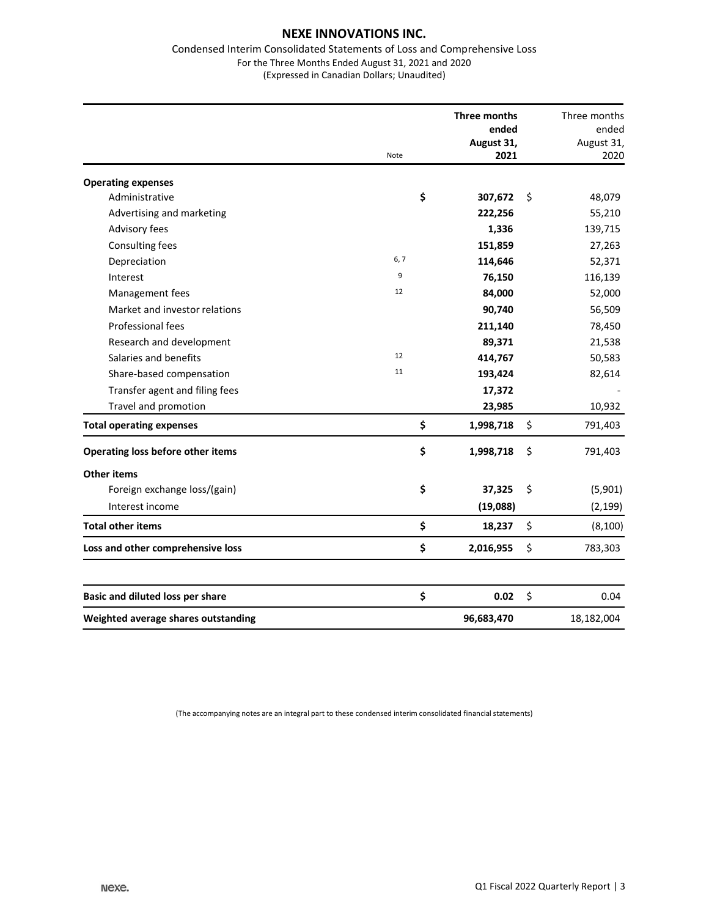# NEXE INNOVATIONS INC.

Condensed Interim Consolidated Statements of Loss and Comprehensive Loss
For the Three Months Ended August 31, 2021 and 2020
(Expressed in Canadian Dollars; Unaudited)

| | Note | Three months ended August 31, 2021 | Three months ended August 31, 2020 |
|---|---|---|---|
| **Operating expenses** | | | |
| Administrative | | $ **307,672** | $ 48,079 |
| Advertising and marketing | | **222,256** | 55,210 |
| Advisory fees | | **1,336** | 139,715 |
| Consulting fees | | **151,859** | 27,263 |
| Depreciation | 6, 7 | **114,646** | 52,371 |
| Interest | 9 | **76,150** | 116,139 |
| Management fees | 12 | **84,000** | 52,000 |
| Market and investor relations | | **90,740** | 56,509 |
| Professional fees | | **211,140** | 78,450 |
| Research and development | | **89,371** | 21,538 |
| Salaries and benefits | 12 | **414,767** | 50,583 |
| Share-based compensation | 11 | **193,424** | 82,614 |
| Transfer agent and filing fees | | **17,372** | - |
| Travel and promotion | | **23,985** | 10,932 |
| **Total operating expenses** | | $ **1,998,718** | $ 791,403 |
| **Operating loss before other items** | | $ **1,998,718** | $ 791,403 |
| **Other items** | | | |
| Foreign exchange loss/(gain) | | $ **37,325** | $ (5,901) |
| Interest income | | **(19,088)** | (2,199) |
| **Total other items** | | $ **18,237** | $ (8,100) |
| **Loss and other comprehensive loss** | | $ **2,016,955** | $ 783,303 |
| **Basic and diluted loss per share** | | $ **0.02** | $ 0.04 |
| **Weighted average shares outstanding** | | **96,683,470** | 18,182,004 |

(The accompanying notes are an integral part to these condensed interim consolidated financial statements)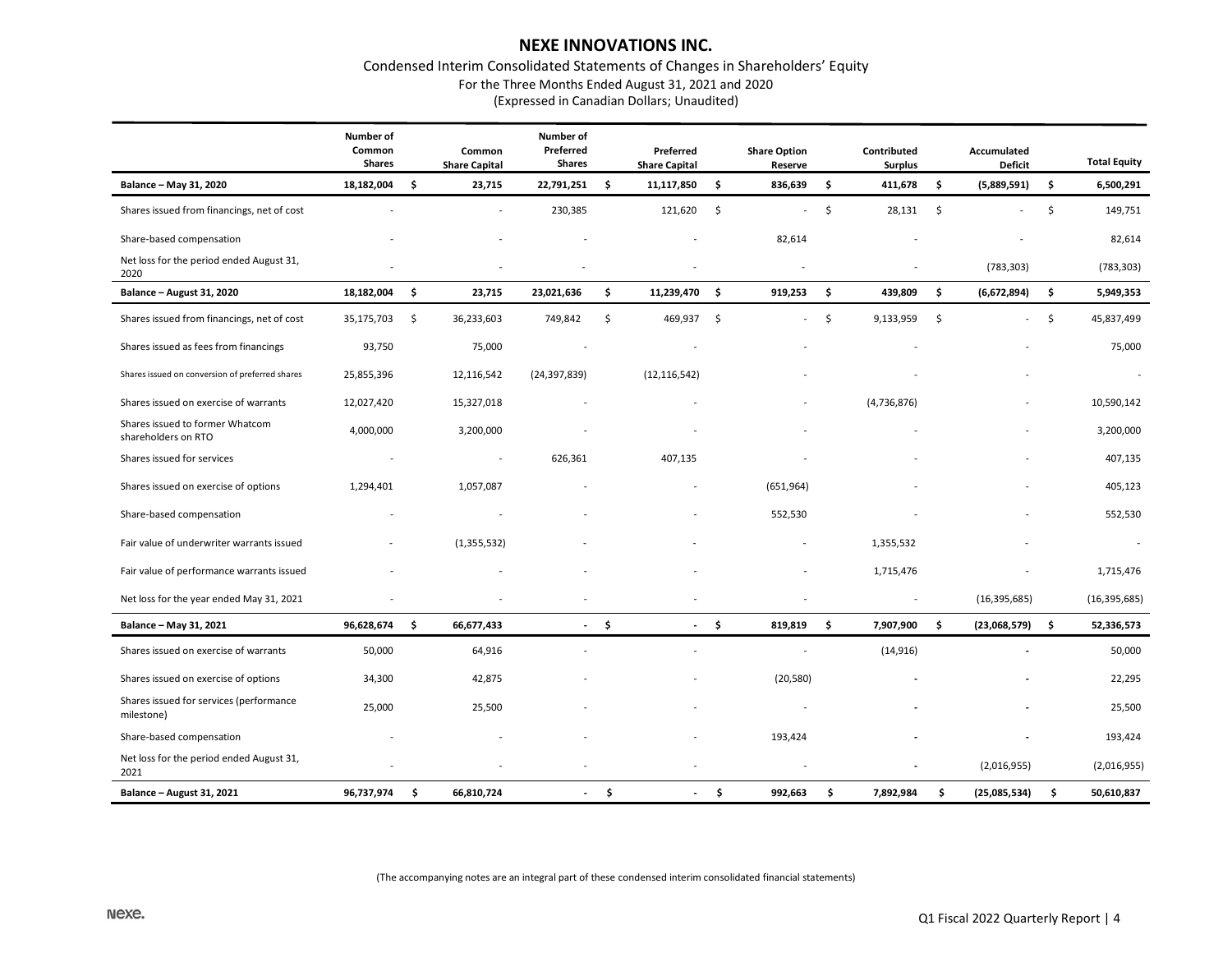# NEXE INNOVATIONS INC.

Condensed Interim Consolidated Statements of Changes in Shareholders' Equity

For the Three Months Ended August 31, 2021 and 2020

(Expressed in Canadian Dollars; Unaudited)

| | Number of Common Shares | Common Share Capital | Number of Preferred Shares | Preferred Share Capital | Share Option Reserve | Contributed Surplus | Accumulated Deficit | Total Equity |
|---|---|---|---|---|---|---|---|---|
| **Balance – May 31, 2020** | **18,182,004** | **$ 23,715** | **22,791,251** | **$ 11,117,850** | **$ 836,639** | **$ 411,678** | **$ (5,889,591)** | **$ 6,500,291** |
| Shares issued from financings, net of cost | - | - | 230,385 | 121,620 | $ - | $ 28,131 | $ - | $ 149,751 |
| Share-based compensation | - | - | - | - | 82,614 | - | - | 82,614 |
| Net loss for the period ended August 31, 2020 | - | - | - | - | - | - | (783,303) | (783,303) |
| **Balance – August 31, 2020** | **18,182,004** | **$ 23,715** | **23,021,636** | **$ 11,239,470** | **$ 919,253** | **$ 439,809** | **$ (6,672,894)** | **$ 5,949,353** |
| Shares issued from financings, net of cost | 35,175,703 | $ 36,233,603 | 749,842 | $ 469,937 | $ - | $ 9,133,959 | $ - | $ 45,837,499 |
| Shares issued as fees from financings | 93,750 | 75,000 | - | - | - | - | - | 75,000 |
| Shares issued on conversion of preferred shares | 25,855,396 | 12,116,542 | (24,397,839) | (12,116,542) | - | - | - | - |
| Shares issued on exercise of warrants | 12,027,420 | 15,327,018 | - | - | - | (4,736,876) | - | 10,590,142 |
| Shares issued to former Whatcom shareholders on RTO | 4,000,000 | 3,200,000 | - | - | - | - | - | 3,200,000 |
| Shares issued for services | - | - | 626,361 | 407,135 | - | - | - | 407,135 |
| Shares issued on exercise of options | 1,294,401 | 1,057,087 | - | - | (651,964) | - | - | 405,123 |
| Share-based compensation | - | - | - | - | 552,530 | - | - | 552,530 |
| Fair value of underwriter warrants issued | - | (1,355,532) | - | - | - | 1,355,532 | - | - |
| Fair value of performance warrants issued | - | - | - | - | - | 1,715,476 | - | 1,715,476 |
| Net loss for the year ended May 31, 2021 | - | - | - | - | - | - | (16,395,685) | (16,395,685) |
| **Balance – May 31, 2021** | **96,628,674** | **$ 66,677,433** | **-** | **$ -** | **$ 819,819** | **$ 7,907,900** | **$ (23,068,579)** | **$ 52,336,573** |
| Shares issued on exercise of warrants | 50,000 | 64,916 | - | - | - | (14,916) | - | 50,000 |
| Shares issued on exercise of options | 34,300 | 42,875 | - | - | (20,580) | - | - | 22,295 |
| Shares issued for services (performance milestone) | 25,000 | 25,500 | - | - | - | - | - | 25,500 |
| Share-based compensation | - | - | - | - | 193,424 | - | - | 193,424 |
| Net loss for the period ended August 31, 2021 | - | - | - | - | - | - | (2,016,955) | (2,016,955) |
| **Balance – August 31, 2021** | **96,737,974** | **$ 66,810,724** | **-** | **$ -** | **$ 992,663** | **$ 7,892,984** | **$ (25,085,534)** | **$ 50,610,837** |

(The accompanying notes are an integral part of these condensed interim consolidated financial statements)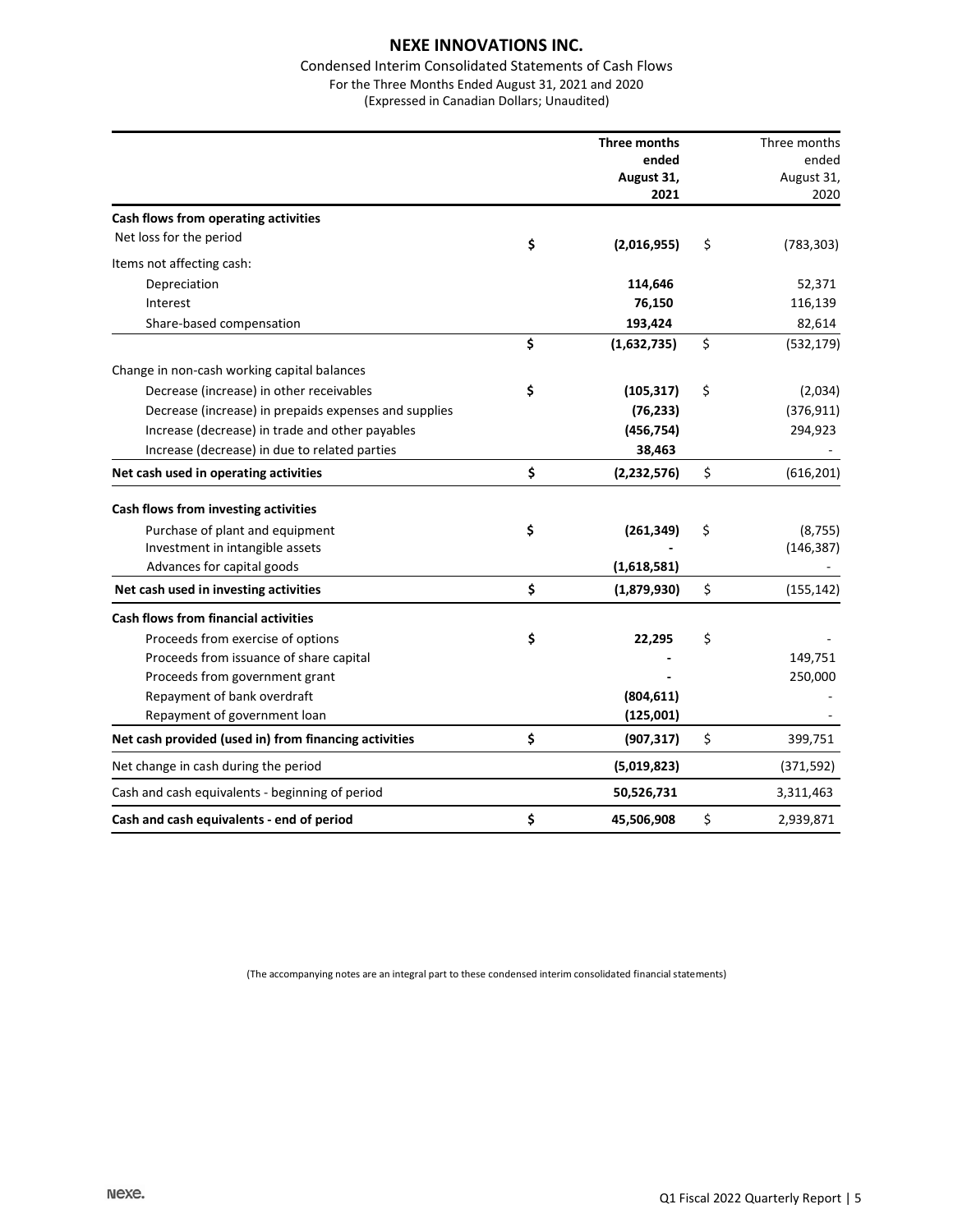# NEXE INNOVATIONS INC.

Condensed Interim Consolidated Statements of Cash Flows
For the Three Months Ended August 31, 2021 and 2020
(Expressed in Canadian Dollars; Unaudited)

| | Three months ended August 31, 2021 | Three months ended August 31, 2020 |
|---|---|---|
| **Cash flows from operating activities** | | |
| Net loss for the period | **$ (2,016,955)** | $ (783,303) |
| Items not affecting cash: | | |
| Depreciation | **114,646** | 52,371 |
| Interest | **76,150** | 116,139 |
| Share-based compensation | **193,424** | 82,614 |
| | **$ (1,632,735)** | $ (532,179) |
| Change in non-cash working capital balances | | |
| Decrease (increase) in other receivables | **$ (105,317)** | $ (2,034) |
| Decrease (increase) in prepaids expenses and supplies | **(76,233)** | (376,911) |
| Increase (decrease) in trade and other payables | **(456,754)** | 294,923 |
| Increase (decrease) in due to related parties | **38,463** | - |
| **Net cash used in operating activities** | **$ (2,232,576)** | $ (616,201) |
| **Cash flows from investing activities** | | |
| Purchase of plant and equipment | **$ (261,349)** | $ (8,755) |
| Investment in intangible assets | **-** | (146,387) |
| Advances for capital goods | **(1,618,581)** | - |
| **Net cash used in investing activities** | **$ (1,879,930)** | $ (155,142) |
| **Cash flows from financial activities** | | |
| Proceeds from exercise of options | **$ 22,295** | $ - |
| Proceeds from issuance of share capital | **-** | 149,751 |
| Proceeds from government grant | **-** | 250,000 |
| Repayment of bank overdraft | **(804,611)** | - |
| Repayment of government loan | **(125,001)** | - |
| **Net cash provided (used in) from financing activities** | **$ (907,317)** | $ 399,751 |
| Net change in cash during the period | **(5,019,823)** | (371,592) |
| Cash and cash equivalents - beginning of period | **50,526,731** | 3,311,463 |
| **Cash and cash equivalents - end of period** | **$ 45,506,908** | $ 2,939,871 |

(The accompanying notes are an integral part to these condensed interim consolidated financial statements)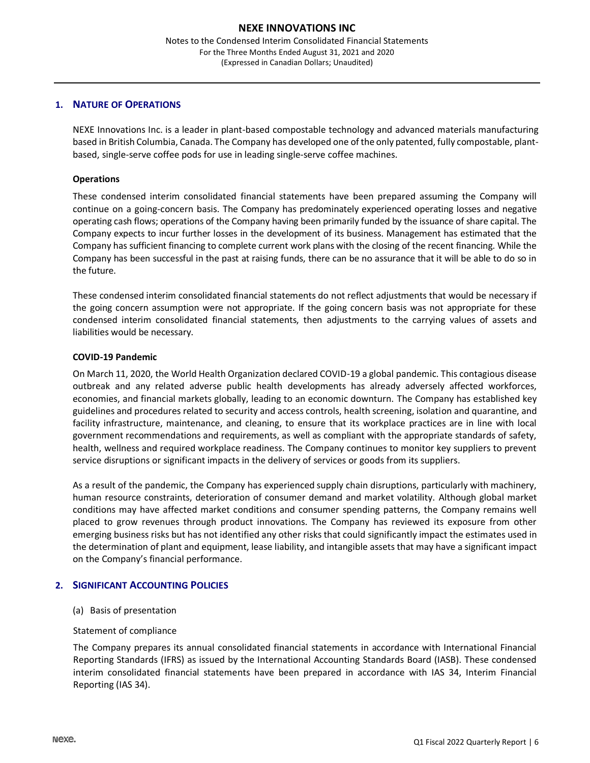## 1. NATURE OF OPERATIONS

NEXE Innovations Inc. is a leader in plant-based compostable technology and advanced materials manufacturing based in British Columbia, Canada. The Company has developed one of the only patented, fully compostable, plant-based, single-serve coffee pods for use in leading single-serve coffee machines.

### Operations

These condensed interim consolidated financial statements have been prepared assuming the Company will continue on a going-concern basis. The Company has predominately experienced operating losses and negative operating cash flows; operations of the Company having been primarily funded by the issuance of share capital. The Company expects to incur further losses in the development of its business. Management has estimated that the Company has sufficient financing to complete current work plans with the closing of the recent financing. While the Company has been successful in the past at raising funds, there can be no assurance that it will be able to do so in the future.

These condensed interim consolidated financial statements do not reflect adjustments that would be necessary if the going concern assumption were not appropriate. If the going concern basis was not appropriate for these condensed interim consolidated financial statements, then adjustments to the carrying values of assets and liabilities would be necessary.

### COVID-19 Pandemic

On March 11, 2020, the World Health Organization declared COVID-19 a global pandemic. This contagious disease outbreak and any related adverse public health developments has already adversely affected workforces, economies, and financial markets globally, leading to an economic downturn. The Company has established key guidelines and procedures related to security and access controls, health screening, isolation and quarantine, and facility infrastructure, maintenance, and cleaning, to ensure that its workplace practices are in line with local government recommendations and requirements, as well as compliant with the appropriate standards of safety, health, wellness and required workplace readiness. The Company continues to monitor key suppliers to prevent service disruptions or significant impacts in the delivery of services or goods from its suppliers.

As a result of the pandemic, the Company has experienced supply chain disruptions, particularly with machinery, human resource constraints, deterioration of consumer demand and market volatility. Although global market conditions may have affected market conditions and consumer spending patterns, the Company remains well placed to grow revenues through product innovations. The Company has reviewed its exposure from other emerging business risks but has not identified any other risks that could significantly impact the estimates used in the determination of plant and equipment, lease liability, and intangible assets that may have a significant impact on the Company's financial performance.

## 2. SIGNIFICANT ACCOUNTING POLICIES

(a) Basis of presentation

Statement of compliance

The Company prepares its annual consolidated financial statements in accordance with International Financial Reporting Standards (IFRS) as issued by the International Accounting Standards Board (IASB). These condensed interim consolidated financial statements have been prepared in accordance with IAS 34, Interim Financial Reporting (IAS 34).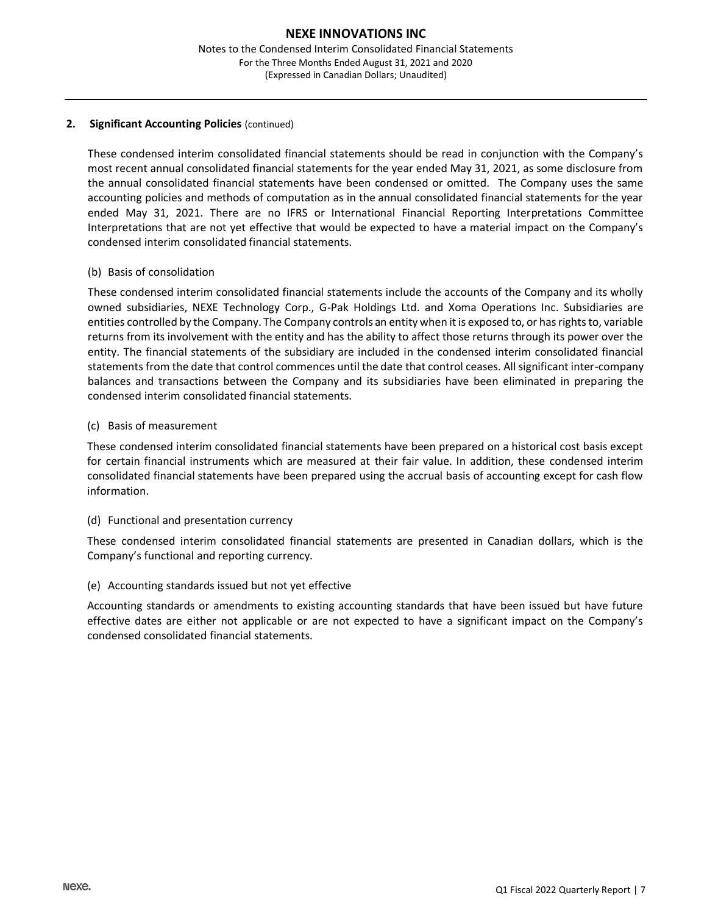## 2. Significant Accounting Policies (continued)

These condensed interim consolidated financial statements should be read in conjunction with the Company's most recent annual consolidated financial statements for the year ended May 31, 2021, as some disclosure from the annual consolidated financial statements have been condensed or omitted. The Company uses the same accounting policies and methods of computation as in the annual consolidated financial statements for the year ended May 31, 2021. There are no IFRS or International Financial Reporting Interpretations Committee Interpretations that are not yet effective that would be expected to have a material impact on the Company's condensed interim consolidated financial statements.

(b) Basis of consolidation

These condensed interim consolidated financial statements include the accounts of the Company and its wholly owned subsidiaries, NEXE Technology Corp., G-Pak Holdings Ltd. and Xoma Operations Inc. Subsidiaries are entities controlled by the Company. The Company controls an entity when it is exposed to, or has rights to, variable returns from its involvement with the entity and has the ability to affect those returns through its power over the entity. The financial statements of the subsidiary are included in the condensed interim consolidated financial statements from the date that control commences until the date that control ceases. All significant inter-company balances and transactions between the Company and its subsidiaries have been eliminated in preparing the condensed interim consolidated financial statements.

(c) Basis of measurement

These condensed interim consolidated financial statements have been prepared on a historical cost basis except for certain financial instruments which are measured at their fair value. In addition, these condensed interim consolidated financial statements have been prepared using the accrual basis of accounting except for cash flow information.

(d) Functional and presentation currency

These condensed interim consolidated financial statements are presented in Canadian dollars, which is the Company's functional and reporting currency.

(e) Accounting standards issued but not yet effective

Accounting standards or amendments to existing accounting standards that have been issued but have future effective dates are either not applicable or are not expected to have a significant impact on the Company's condensed consolidated financial statements.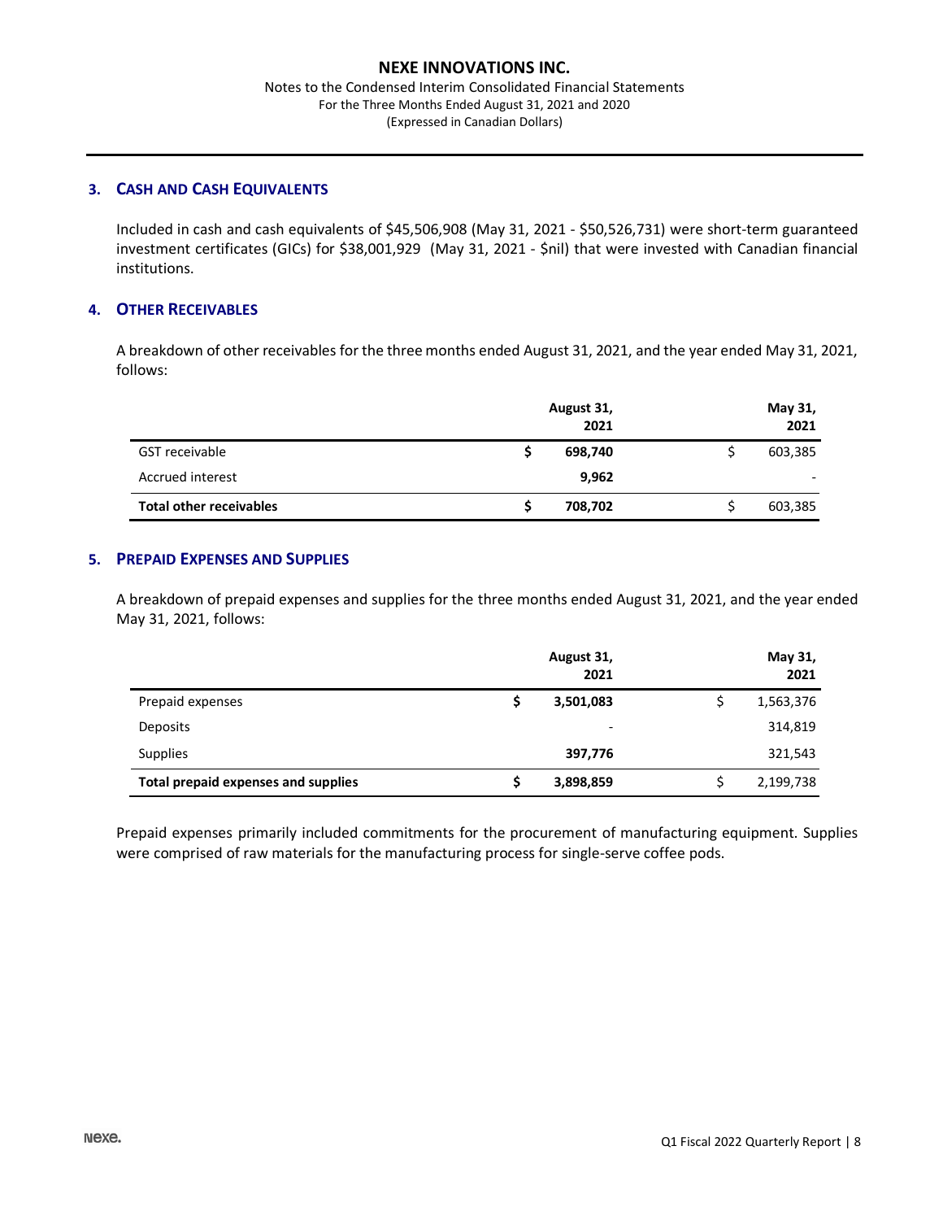## 3. CASH AND CASH EQUIVALENTS

Included in cash and cash equivalents of $45,506,908 (May 31, 2021 - $50,526,731) were short-term guaranteed investment certificates (GICs) for $38,001,929 (May 31, 2021 - $nil) that were invested with Canadian financial institutions.

## 4. OTHER RECEIVABLES

A breakdown of other receivables for the three months ended August 31, 2021, and the year ended May 31, 2021, follows:

| | August 31, 2021 | May 31, 2021 |
|---|---|---|
| GST receivable | **$ 698,740** | $ 603,385 |
| Accrued interest | **9,962** | - |
| **Total other receivables** | **$ 708,702** | $ 603,385 |

## 5. PREPAID EXPENSES AND SUPPLIES

A breakdown of prepaid expenses and supplies for the three months ended August 31, 2021, and the year ended May 31, 2021, follows:

| | August 31, 2021 | May 31, 2021 |
|---|---|---|
| Prepaid expenses | **$ 3,501,083** | $ 1,563,376 |
| Deposits | - | 314,819 |
| Supplies | **397,776** | 321,543 |
| **Total prepaid expenses and supplies** | **$ 3,898,859** | $ 2,199,738 |

Prepaid expenses primarily included commitments for the procurement of manufacturing equipment. Supplies were comprised of raw materials for the manufacturing process for single-serve coffee pods.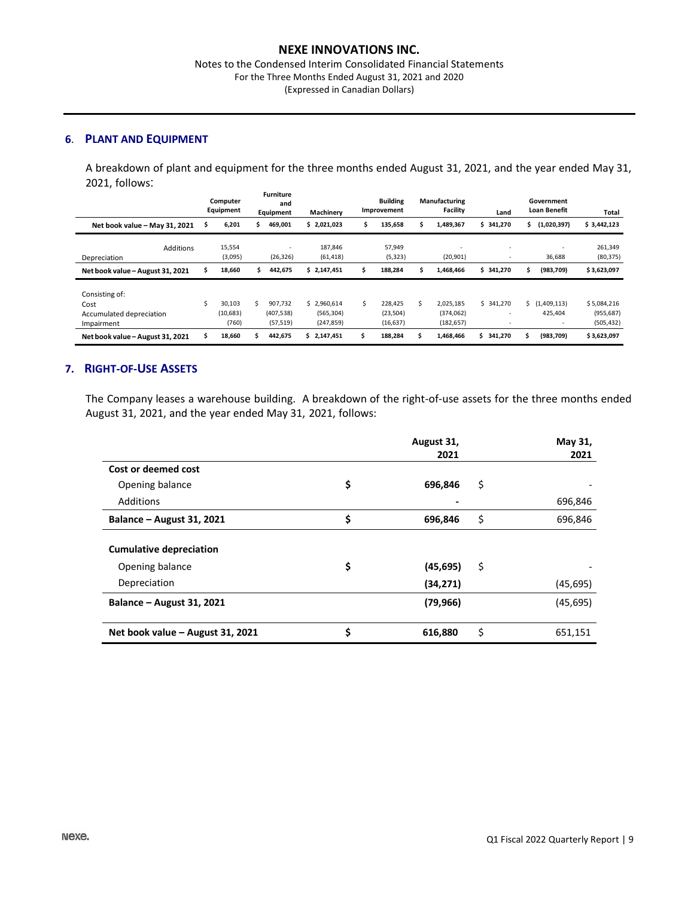## 6. PLANT AND EQUIPMENT

A breakdown of plant and equipment for the three months ended August 31, 2021, and the year ended May 31, 2021, follows:

| | Computer Equipment | Furniture and Equipment | Machinery | Building Improvement | Manufacturing Facility | Land | Government Loan Benefit | Total |
|---|---|---|---|---|---|---|---|---|
| **Net book value – May 31, 2021** | **$ 6,201** | **$ 469,001** | **$ 2,021,023** | **$ 135,658** | **$ 1,489,367** | **$ 341,270** | **$ (1,020,397)** | **$ 3,442,123** |
| Additions | 15,554 | - | 187,846 | 57,949 | - | - | - | 261,349 |
| Depreciation | (3,095) | (26,326) | (61,418) | (5,323) | (20,901) | - | 36,688 | (80,375) |
| **Net book value – August 31, 2021** | **$ 18,660** | **$ 442,675** | **$ 2,147,451** | **$ 188,284** | **$ 1,468,466** | **$ 341,270** | **$ (983,709)** | **$ 3,623,097** |
| Consisting of: | | | | | | | | |
| Cost | $ 30,103 | $ 907,732 | $ 2,960,614 | $ 228,425 | $ 2,025,185 | $ 341,270 | $ (1,409,113) | $ 5,084,216 |
| Accumulated depreciation | (10,683) | (407,538) | (565,304) | (23,504) | (374,062) | - | 425,404 | (955,687) |
| Impairment | (760) | (57,519) | (247,859) | (16,637) | (182,657) | - | - | (505,432) |
| **Net book value – August 31, 2021** | **$ 18,660** | **$ 442,675** | **$ 2,147,451** | **$ 188,284** | **$ 1,468,466** | **$ 341,270** | **$ (983,709)** | **$ 3,623,097** |

## 7. RIGHT-OF-USE ASSETS

The Company leases a warehouse building. A breakdown of the right-of-use assets for the three months ended August 31, 2021, and the year ended May 31, 2021, follows:

| | | August 31, 2021 | | May 31, 2021 |
|---|---|---|---|---|
| **Cost or deemed cost** | | | | |
| Opening balance | **$** | **696,846** | $ | - |
| Additions | | **-** | | 696,846 |
| **Balance – August 31, 2021** | **$** | **696,846** | $ | 696,846 |
| **Cumulative depreciation** | | | | |
| Opening balance | **$** | **(45,695)** | $ | - |
| Depreciation | | **(34,271)** | | (45,695) |
| **Balance – August 31, 2021** | | **(79,966)** | | (45,695) |
| **Net book value – August 31, 2021** | **$** | **616,880** | $ | 651,151 |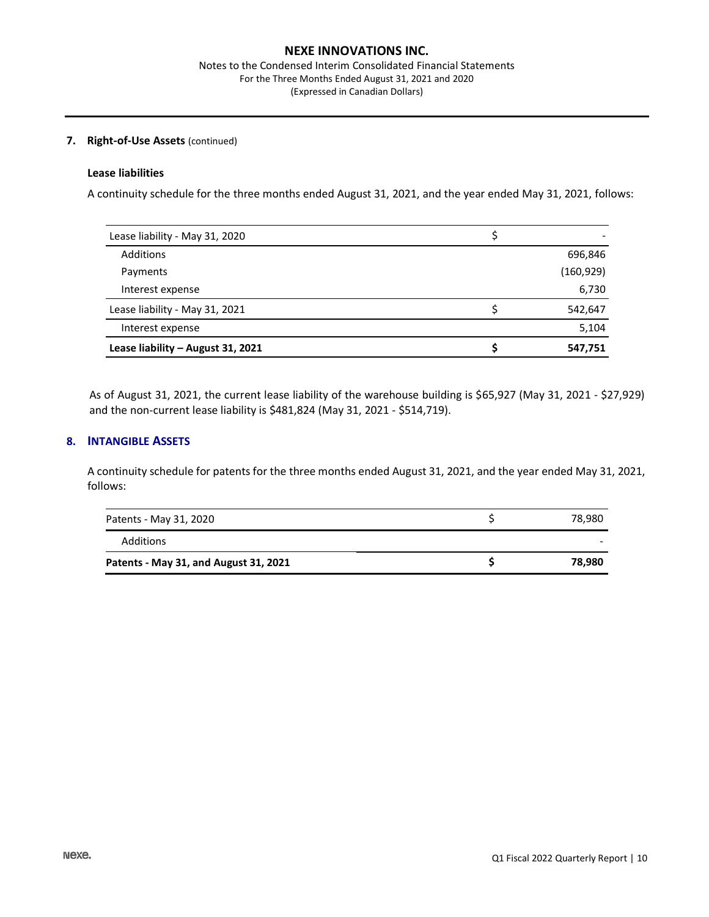### 7. Right-of-Use Assets (continued)

#### Lease liabilities

A continuity schedule for the three months ended August 31, 2021, and the year ended May 31, 2021, follows:

| | | |
|---|---|---|
| Lease liability - May 31, 2020 | $ | - |
| Additions | | 696,846 |
| Payments | | (160,929) |
| Interest expense | | 6,730 |
| Lease liability - May 31, 2021 | $ | 542,647 |
| Interest expense | | 5,104 |
| **Lease liability – August 31, 2021** | **$** | **547,751** |

As of August 31, 2021, the current lease liability of the warehouse building is $65,927 (May 31, 2021 - $27,929) and the non-current lease liability is $481,824 (May 31, 2021 - $514,719).

### 8. Intangible Assets

A continuity schedule for patents for the three months ended August 31, 2021, and the year ended May 31, 2021, follows:

| | | |
|---|---|---|
| Patents - May 31, 2020 | $ | 78,980 |
| Additions | | - |
| **Patents - May 31, and August 31, 2021** | **$** | **78,980** |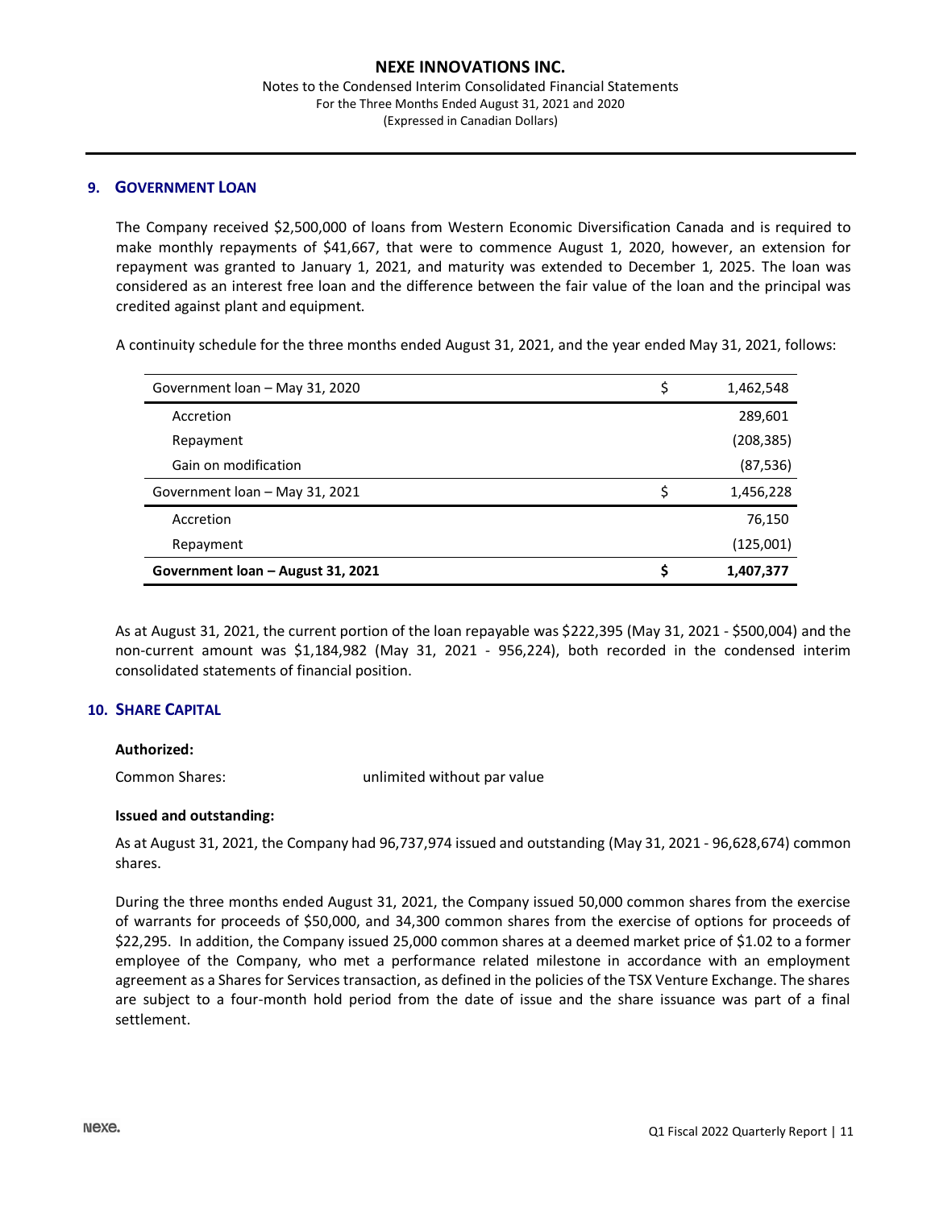## 9. GOVERNMENT LOAN

The Company received $2,500,000 of loans from Western Economic Diversification Canada and is required to make monthly repayments of $41,667, that were to commence August 1, 2020, however, an extension for repayment was granted to January 1, 2021, and maturity was extended to December 1, 2025. The loan was considered as an interest free loan and the difference between the fair value of the loan and the principal was credited against plant and equipment.

A continuity schedule for the three months ended August 31, 2021, and the year ended May 31, 2021, follows:

| | | |
|---|---|---|
| Government loan – May 31, 2020 | $ | 1,462,548 |
| Accretion | | 289,601 |
| Repayment | | (208,385) |
| Gain on modification | | (87,536) |
| Government loan – May 31, 2021 | $ | 1,456,228 |
| Accretion | | 76,150 |
| Repayment | | (125,001) |
| **Government loan – August 31, 2021** | **$** | **1,407,377** |

As at August 31, 2021, the current portion of the loan repayable was $222,395 (May 31, 2021 - $500,004) and the non-current amount was $1,184,982 (May 31, 2021 - 956,224), both recorded in the condensed interim consolidated statements of financial position.

## 10. SHARE CAPITAL

**Authorized:**

Common Shares: unlimited without par value

**Issued and outstanding:**

As at August 31, 2021, the Company had 96,737,974 issued and outstanding (May 31, 2021 - 96,628,674) common shares.

During the three months ended August 31, 2021, the Company issued 50,000 common shares from the exercise of warrants for proceeds of $50,000, and 34,300 common shares from the exercise of options for proceeds of $22,295. In addition, the Company issued 25,000 common shares at a deemed market price of $1.02 to a former employee of the Company, who met a performance related milestone in accordance with an employment agreement as a Shares for Services transaction, as defined in the policies of the TSX Venture Exchange. The shares are subject to a four-month hold period from the date of issue and the share issuance was part of a final settlement.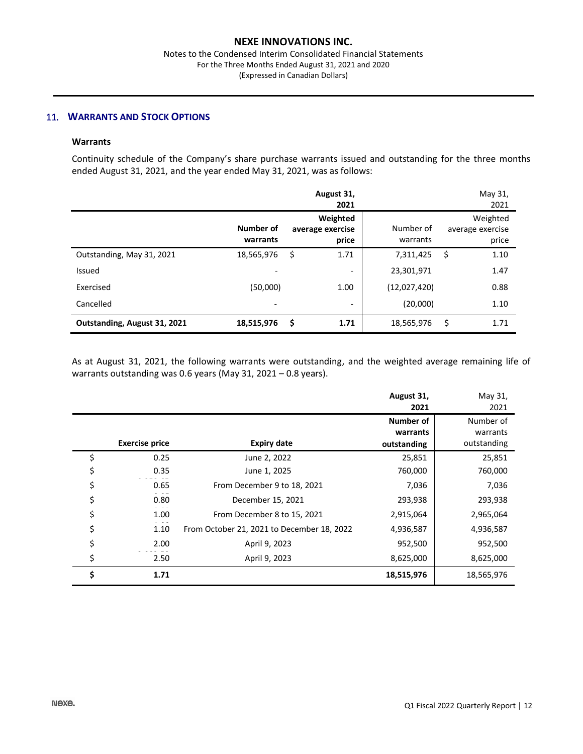## 11. WARRANTS AND STOCK OPTIONS

### Warrants

Continuity schedule of the Company's share purchase warrants issued and outstanding for the three months ended August 31, 2021, and the year ended May 31, 2021, was as follows:

| | **August 31, 2021** | | May 31, 2021 | |
|---|---|---|---|---|
| | **Number of warrants** | **Weighted average exercise price** | Number of warrants | Weighted average exercise price |
| Outstanding, May 31, 2021 | 18,565,976 | $ 1.71 | 7,311,425 | $ 1.10 |
| Issued | - | - | 23,301,971 | 1.47 |
| Exercised | (50,000) | 1.00 | (12,027,420) | 0.88 |
| Cancelled | - | - | (20,000) | 1.10 |
| **Outstanding, August 31, 2021** | **18,515,976** | **$ 1.71** | 18,565,976 | $ 1.71 |

As at August 31, 2021, the following warrants were outstanding, and the weighted average remaining life of warrants outstanding was 0.6 years (May 31, 2021 – 0.8 years).

| | | **August 31, 2021** | May 31, 2021 |
|---|---|---|---|
| **Exercise price** | **Expiry date** | **Number of warrants outstanding** | Number of warrants outstanding |
| $ 0.25 | June 2, 2022 | 25,851 | 25,851 |
| $ 0.35 | June 1, 2025 | 760,000 | 760,000 |
| $ 0.65 | From December 9 to 18, 2021 | 7,036 | 7,036 |
| $ 0.80 | December 15, 2021 | 293,938 | 293,938 |
| $ 1.00 | From December 8 to 15, 2021 | 2,915,064 | 2,965,064 |
| $ 1.10 | From October 21, 2021 to December 18, 2022 | 4,936,587 | 4,936,587 |
| $ 2.00 | April 9, 2023 | 952,500 | 952,500 |
| $ 2.50 | April 9, 2023 | 8,625,000 | 8,625,000 |
| **$ 1.71** | | **18,515,976** | 18,565,976 |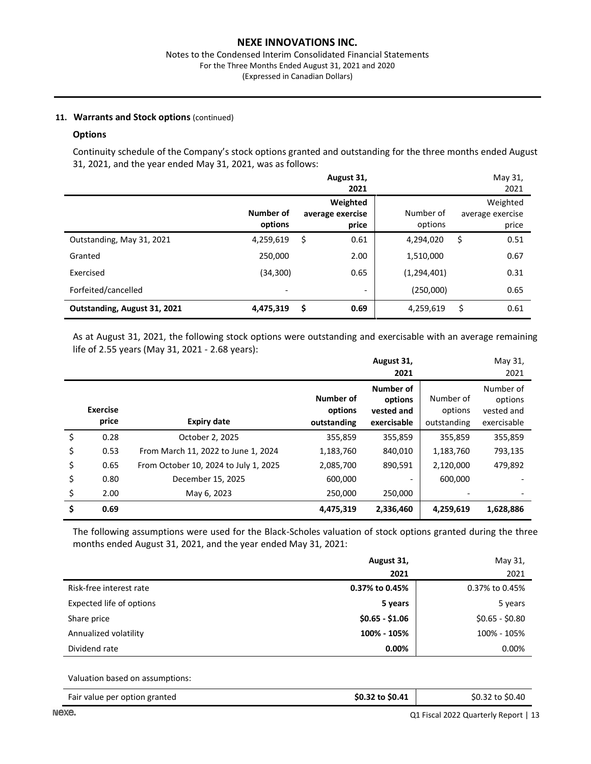### 11. Warrants and Stock options (continued)

**Options**

Continuity schedule of the Company's stock options granted and outstanding for the three months ended August 31, 2021, and the year ended May 31, 2021, was as follows:

| | **August 31, 2021** | | May 31, 2021 | |
|---|---|---|---|---|
| | **Number of options** | **Weighted average exercise price** | Number of options | Weighted average exercise price |
| Outstanding, May 31, 2021 | 4,259,619 | $ 0.61 | 4,294,020 | $ 0.51 |
| Granted | 250,000 | 2.00 | 1,510,000 | 0.67 |
| Exercised | (34,300) | 0.65 | (1,294,401) | 0.31 |
| Forfeited/cancelled | - | - | (250,000) | 0.65 |
| **Outstanding, August 31, 2021** | **4,475,319** | **$ 0.69** | 4,259,619 | $ 0.61 |

As at August 31, 2021, the following stock options were outstanding and exercisable with an average remaining life of 2.55 years (May 31, 2021 - 2.68 years):

| | | **August 31, 2021** | | May 31, 2021 | |
|---|---|---|---|---|---|
| **Exercise price** | **Expiry date** | **Number of options outstanding** | **Number of options vested and exercisable** | Number of options outstanding | Number of options vested and exercisable |
| $ 0.28 | October 2, 2025 | 355,859 | 355,859 | 355,859 | 355,859 |
| $ 0.53 | From March 11, 2022 to June 1, 2024 | 1,183,760 | 840,010 | 1,183,760 | 793,135 |
| $ 0.65 | From October 10, 2024 to July 1, 2025 | 2,085,700 | 890,591 | 2,120,000 | 479,892 |
| $ 0.80 | December 15, 2025 | 600,000 | - | 600,000 | - |
| $ 2.00 | May 6, 2023 | 250,000 | 250,000 | - | - |
| **$ 0.69** | | **4,475,319** | **2,336,460** | **4,259,619** | **1,628,886** |

The following assumptions were used for the Black-Scholes valuation of stock options granted during the three months ended August 31, 2021, and the year ended May 31, 2021:

| | **August 31, 2021** | May 31, 2021 |
|---|---|---|
| Risk-free interest rate | **0.37% to 0.45%** | 0.37% to 0.45% |
| Expected life of options | **5 years** | 5 years |
| Share price | **$0.65 - $1.06** | $0.65 - $0.80 |
| Annualized volatility | **100% - 105%** | 100% - 105% |
| Dividend rate | **0.00%** | 0.00% |

Valuation based on assumptions:

| | | |
|---|---|---|
| Fair value per option granted | **$0.32 to $0.41** | $0.32 to $0.40 |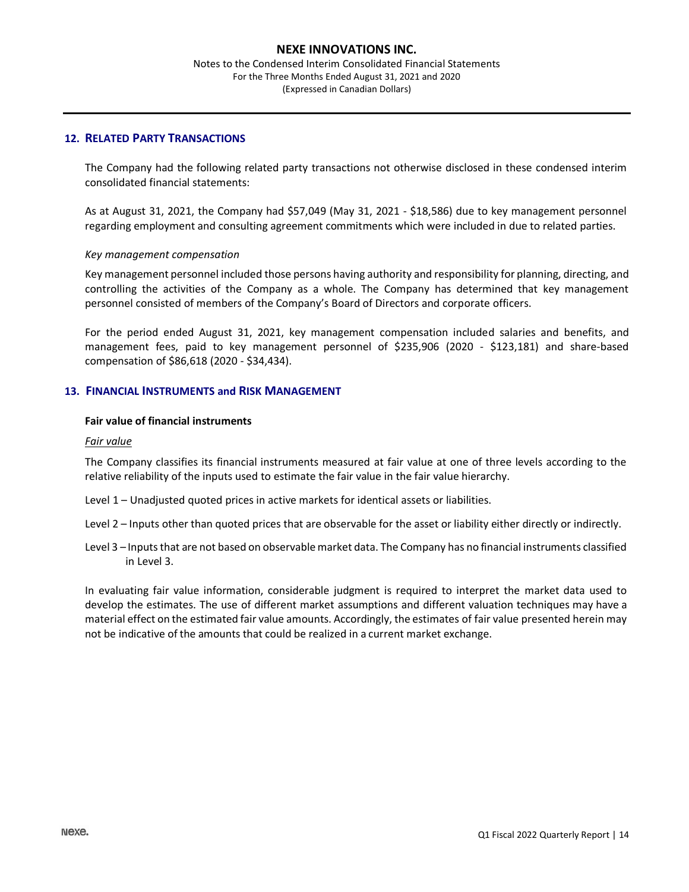## 12. RELATED PARTY TRANSACTIONS

The Company had the following related party transactions not otherwise disclosed in these condensed interim consolidated financial statements:

As at August 31, 2021, the Company had $57,049 (May 31, 2021 - $18,586) due to key management personnel regarding employment and consulting agreement commitments which were included in due to related parties.

*Key management compensation*

Key management personnel included those persons having authority and responsibility for planning, directing, and controlling the activities of the Company as a whole. The Company has determined that key management personnel consisted of members of the Company's Board of Directors and corporate officers.

For the period ended August 31, 2021, key management compensation included salaries and benefits, and management fees, paid to key management personnel of $235,906 (2020 - $123,181) and share-based compensation of $86,618 (2020 - $34,434).

## 13. FINANCIAL INSTRUMENTS and RISK MANAGEMENT

**Fair value of financial instruments**

*Fair value*

The Company classifies its financial instruments measured at fair value at one of three levels according to the relative reliability of the inputs used to estimate the fair value in the fair value hierarchy.

Level 1 – Unadjusted quoted prices in active markets for identical assets or liabilities.

Level 2 – Inputs other than quoted prices that are observable for the asset or liability either directly or indirectly.

Level 3 – Inputs that are not based on observable market data. The Company has no financial instruments classified in Level 3.

In evaluating fair value information, considerable judgment is required to interpret the market data used to develop the estimates. The use of different market assumptions and different valuation techniques may have a material effect on the estimated fair value amounts. Accordingly, the estimates of fair value presented herein may not be indicative of the amounts that could be realized in a current market exchange.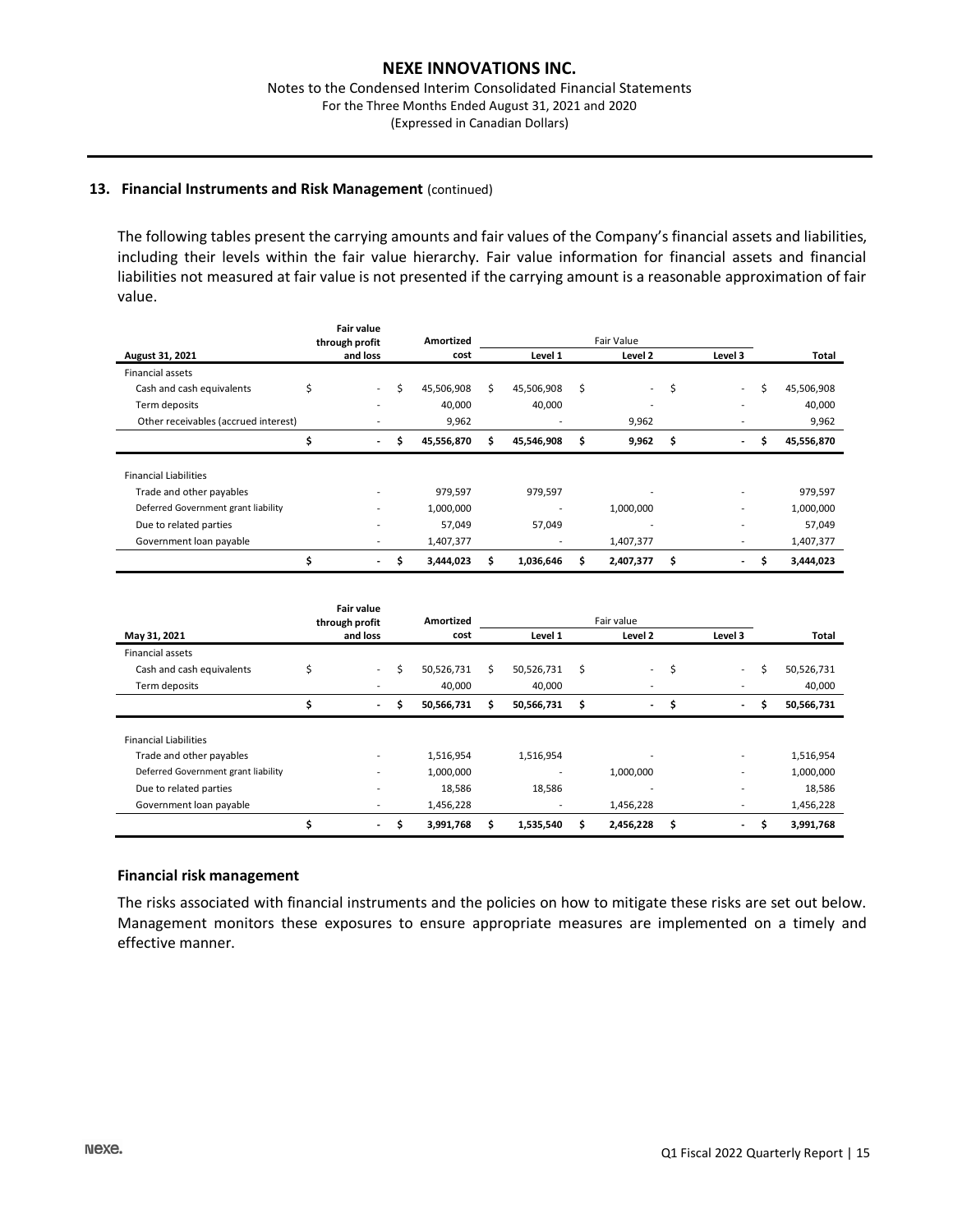### 13. Financial Instruments and Risk Management (continued)

The following tables present the carrying amounts and fair values of the Company's financial assets and liabilities, including their levels within the fair value hierarchy. Fair value information for financial assets and financial liabilities not measured at fair value is not presented if the carrying amount is a reasonable approximation of fair value.

| August 31, 2021 | Fair value through profit and loss | Amortized cost | Fair Value Level 1 | Level 2 | Level 3 | Total |
|---|---|---|---|---|---|---|
| Financial assets | | | | | | |
| Cash and cash equivalents | $ - | $ 45,506,908 | $ 45,506,908 | $ - | $ - | $ 45,506,908 |
| Term deposits | - | 40,000 | 40,000 | - | - | 40,000 |
| Other receivables (accrued interest) | - | 9,962 | - | 9,962 | - | 9,962 |
| | **$ -** | **$ 45,556,870** | **$ 45,546,908** | **$ 9,962** | **$ -** | **$ 45,556,870** |
| Financial Liabilities | | | | | | |
| Trade and other payables | - | 979,597 | 979,597 | - | - | 979,597 |
| Deferred Government grant liability | - | 1,000,000 | - | 1,000,000 | - | 1,000,000 |
| Due to related parties | - | 57,049 | 57,049 | - | - | 57,049 |
| Government loan payable | - | 1,407,377 | - | 1,407,377 | - | 1,407,377 |
| | **$ -** | **$ 3,444,023** | **$ 1,036,646** | **$ 2,407,377** | **$ -** | **$ 3,444,023** |

| May 31, 2021 | Fair value through profit and loss | Amortized cost | Fair value Level 1 | Level 2 | Level 3 | Total |
|---|---|---|---|---|---|---|
| Financial assets | | | | | | |
| Cash and cash equivalents | $ - | $ 50,526,731 | $ 50,526,731 | $ - | $ - | $ 50,526,731 |
| Term deposits | - | 40,000 | 40,000 | - | - | 40,000 |
| | **$ -** | **$ 50,566,731** | **$ 50,566,731** | **$ -** | **$ -** | **$ 50,566,731** |
| Financial Liabilities | | | | | | |
| Trade and other payables | - | 1,516,954 | 1,516,954 | - | - | 1,516,954 |
| Deferred Government grant liability | - | 1,000,000 | - | 1,000,000 | - | 1,000,000 |
| Due to related parties | - | 18,586 | 18,586 | - | - | 18,586 |
| Government loan payable | - | 1,456,228 | - | 1,456,228 | - | 1,456,228 |
| | **$ -** | **$ 3,991,768** | **$ 1,535,540** | **$ 2,456,228** | **$ -** | **$ 3,991,768** |

#### Financial risk management

The risks associated with financial instruments and the policies on how to mitigate these risks are set out below. Management monitors these exposures to ensure appropriate measures are implemented on a timely and effective manner.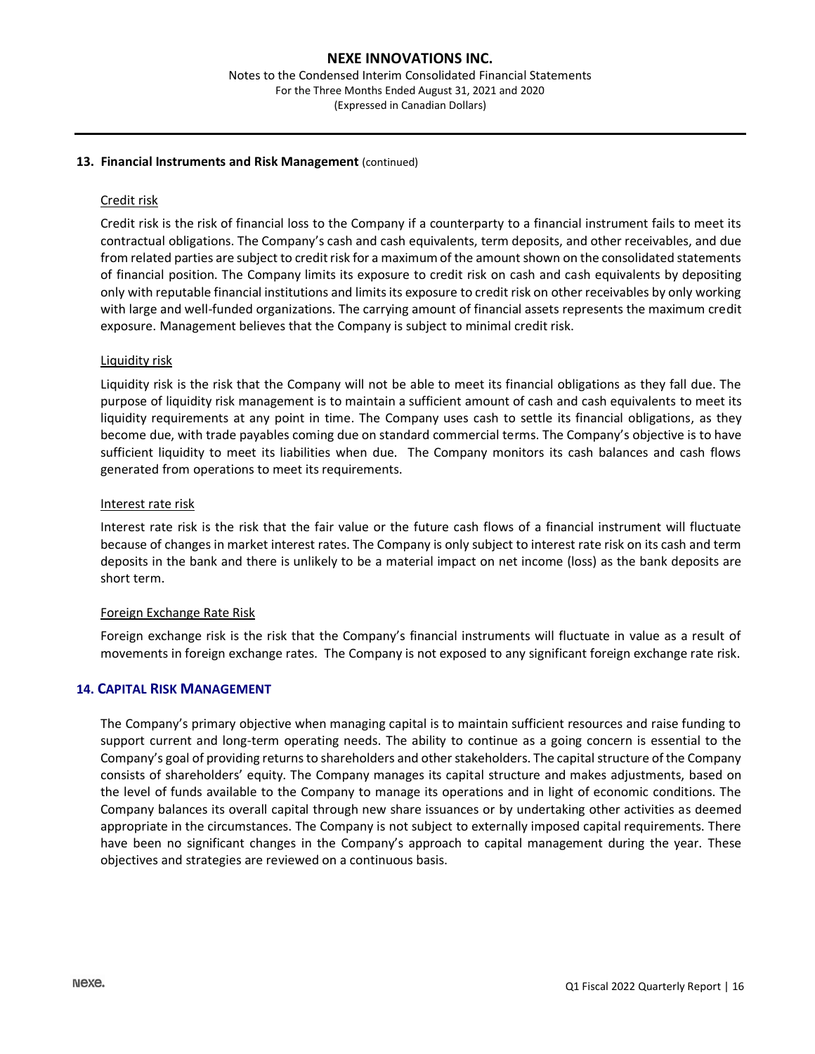## 13. Financial Instruments and Risk Management (continued)

Credit risk

Credit risk is the risk of financial loss to the Company if a counterparty to a financial instrument fails to meet its contractual obligations. The Company's cash and cash equivalents, term deposits, and other receivables, and due from related parties are subject to credit risk for a maximum of the amount shown on the consolidated statements of financial position. The Company limits its exposure to credit risk on cash and cash equivalents by depositing only with reputable financial institutions and limits its exposure to credit risk on other receivables by only working with large and well-funded organizations. The carrying amount of financial assets represents the maximum credit exposure. Management believes that the Company is subject to minimal credit risk.

Liquidity risk

Liquidity risk is the risk that the Company will not be able to meet its financial obligations as they fall due. The purpose of liquidity risk management is to maintain a sufficient amount of cash and cash equivalents to meet its liquidity requirements at any point in time. The Company uses cash to settle its financial obligations, as they become due, with trade payables coming due on standard commercial terms. The Company's objective is to have sufficient liquidity to meet its liabilities when due. The Company monitors its cash balances and cash flows generated from operations to meet its requirements.

Interest rate risk

Interest rate risk is the risk that the fair value or the future cash flows of a financial instrument will fluctuate because of changes in market interest rates. The Company is only subject to interest rate risk on its cash and term deposits in the bank and there is unlikely to be a material impact on net income (loss) as the bank deposits are short term.

Foreign Exchange Rate Risk

Foreign exchange risk is the risk that the Company's financial instruments will fluctuate in value as a result of movements in foreign exchange rates. The Company is not exposed to any significant foreign exchange rate risk.

## 14. Capital Risk Management

The Company's primary objective when managing capital is to maintain sufficient resources and raise funding to support current and long-term operating needs. The ability to continue as a going concern is essential to the Company's goal of providing returns to shareholders and other stakeholders. The capital structure of the Company consists of shareholders' equity. The Company manages its capital structure and makes adjustments, based on the level of funds available to the Company to manage its operations and in light of economic conditions. The Company balances its overall capital through new share issuances or by undertaking other activities as deemed appropriate in the circumstances. The Company is not subject to externally imposed capital requirements. There have been no significant changes in the Company's approach to capital management during the year. These objectives and strategies are reviewed on a continuous basis.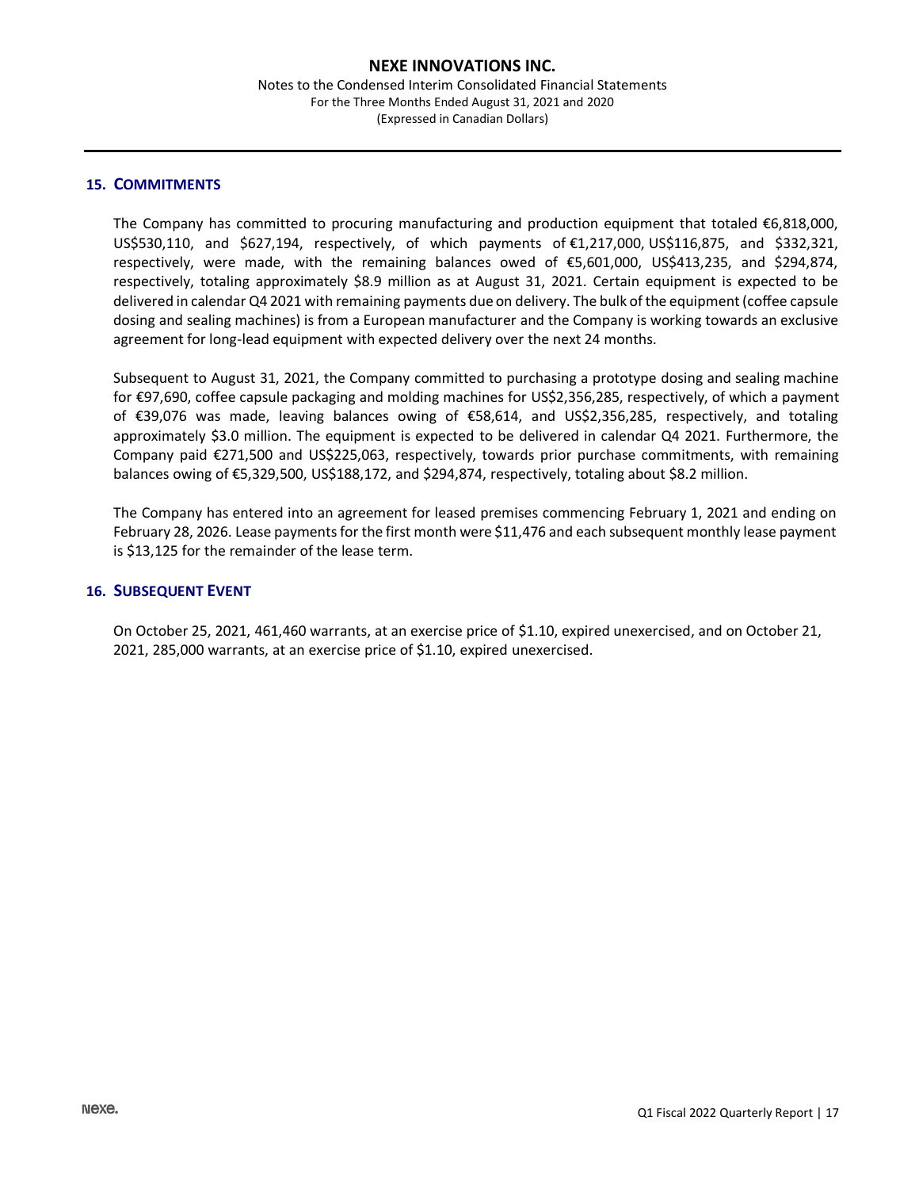## 15. COMMITMENTS

The Company has committed to procuring manufacturing and production equipment that totaled €6,818,000, US$530,110, and $627,194, respectively, of which payments of €1,217,000, US$116,875, and $332,321, respectively, were made, with the remaining balances owed of €5,601,000, US$413,235, and $294,874, respectively, totaling approximately $8.9 million as at August 31, 2021. Certain equipment is expected to be delivered in calendar Q4 2021 with remaining payments due on delivery. The bulk of the equipment (coffee capsule dosing and sealing machines) is from a European manufacturer and the Company is working towards an exclusive agreement for long-lead equipment with expected delivery over the next 24 months.

Subsequent to August 31, 2021, the Company committed to purchasing a prototype dosing and sealing machine for €97,690, coffee capsule packaging and molding machines for US$2,356,285, respectively, of which a payment of €39,076 was made, leaving balances owing of €58,614, and US$2,356,285, respectively, and totaling approximately $3.0 million. The equipment is expected to be delivered in calendar Q4 2021. Furthermore, the Company paid €271,500 and US$225,063, respectively, towards prior purchase commitments, with remaining balances owing of €5,329,500, US$188,172, and $294,874, respectively, totaling about $8.2 million.

The Company has entered into an agreement for leased premises commencing February 1, 2021 and ending on February 28, 2026. Lease payments for the first month were $11,476 and each subsequent monthly lease payment is $13,125 for the remainder of the lease term.

## 16. SUBSEQUENT EVENT

On October 25, 2021, 461,460 warrants, at an exercise price of $1.10, expired unexercised, and on October 21, 2021, 285,000 warrants, at an exercise price of $1.10, expired unexercised.